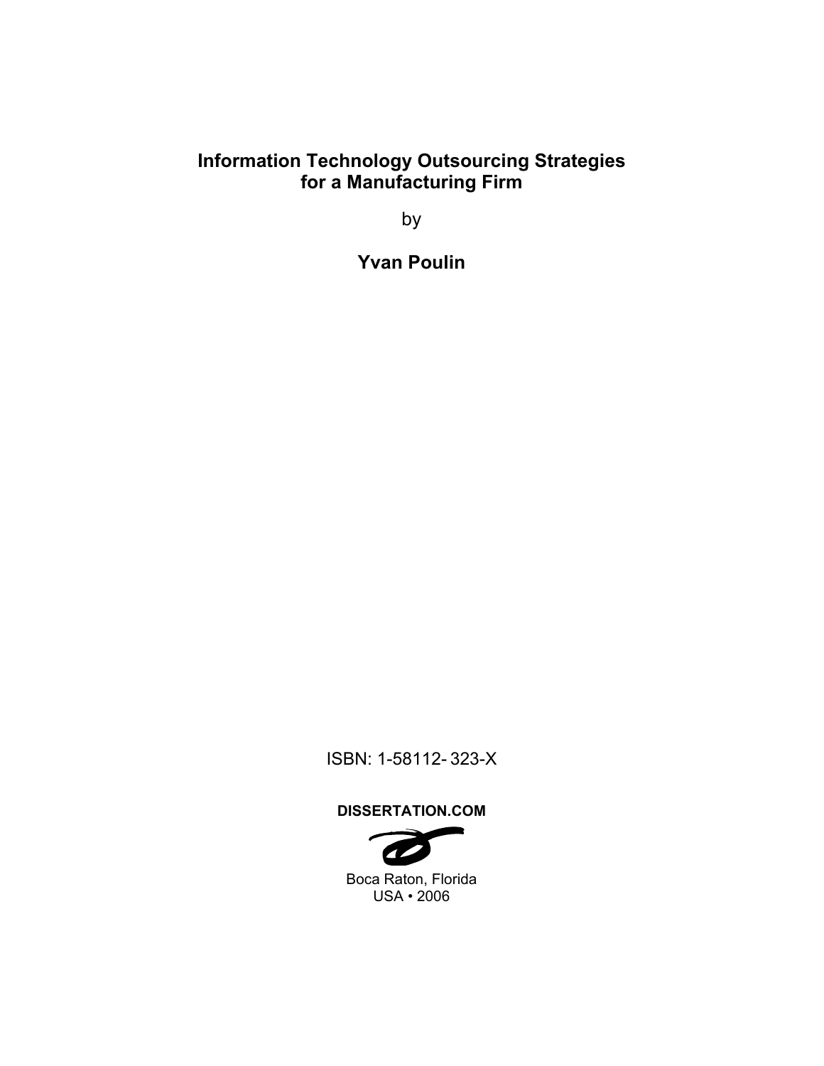# Information Technology Outsourcing Strategies for a Manufacturing Firm

by

**Yvan Poulin**

ISBN: 1-58112- 323-X

**DISSERTATION.COM**

Boca Raton, Florida
USA • 2006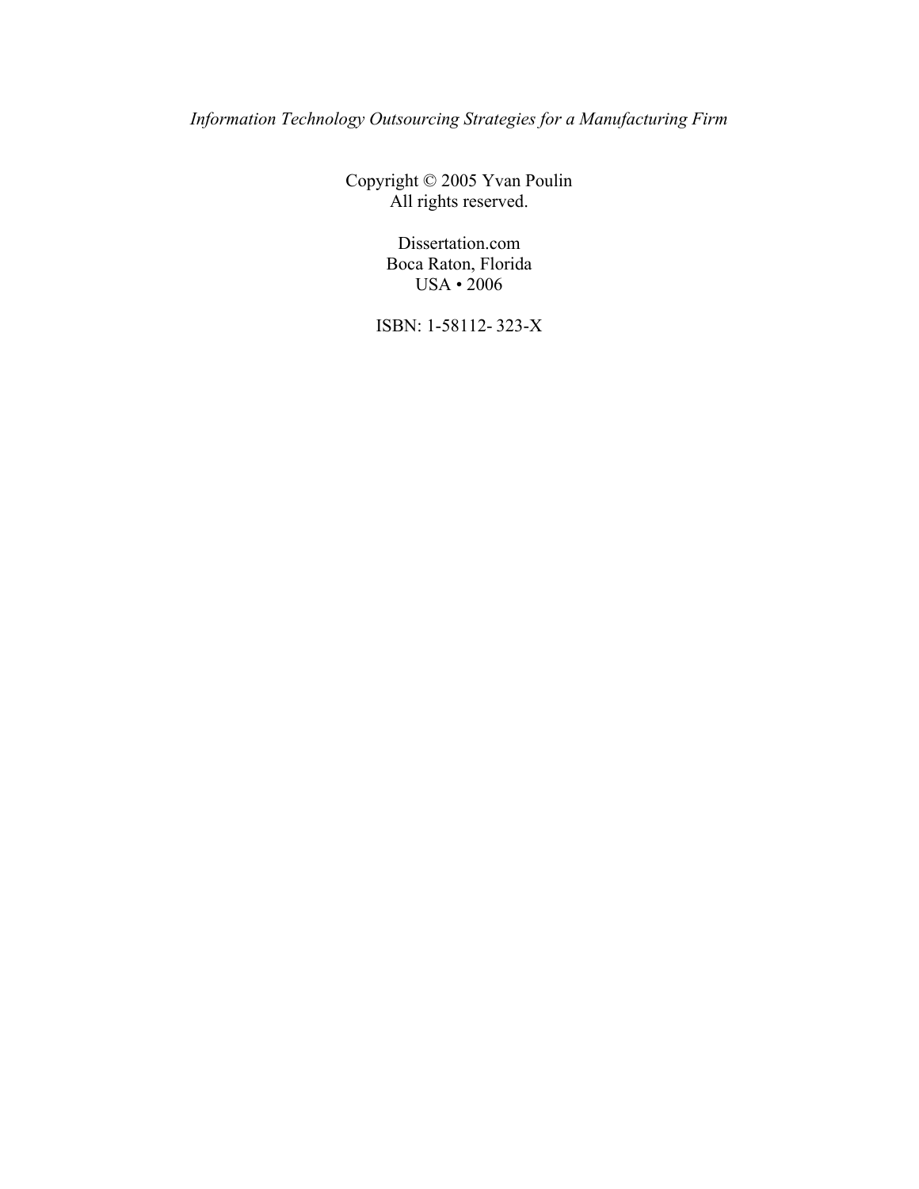*Information Technology Outsourcing Strategies for a Manufacturing Firm*

Copyright © 2005 Yvan Poulin
All rights reserved.

Dissertation.com
Boca Raton, Florida
USA • 2006

ISBN: 1-58112- 323-X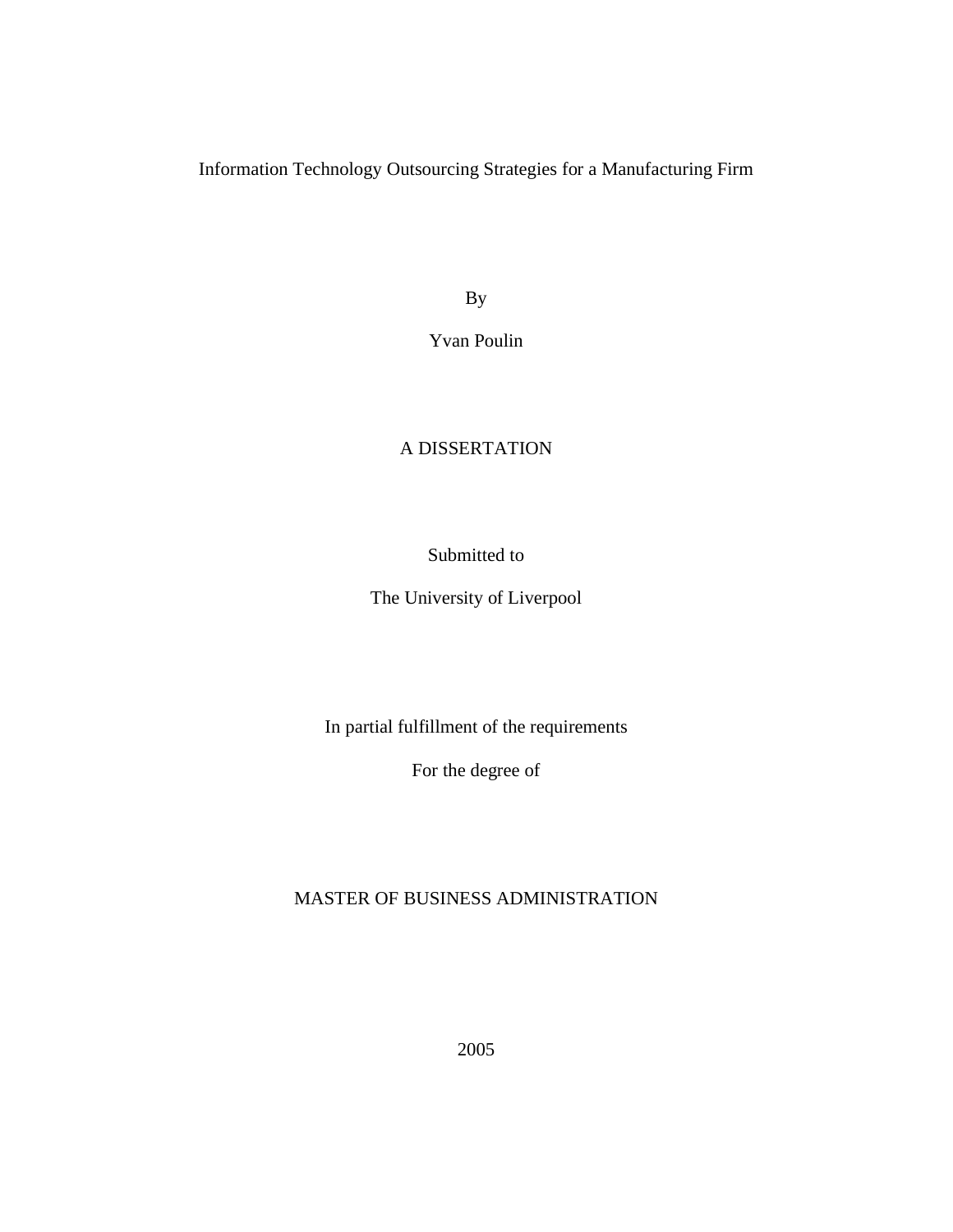Information Technology Outsourcing Strategies for a Manufacturing Firm

By

Yvan Poulin

A DISSERTATION

Submitted to

The University of Liverpool

In partial fulfillment of the requirements

For the degree of

MASTER OF BUSINESS ADMINISTRATION

2005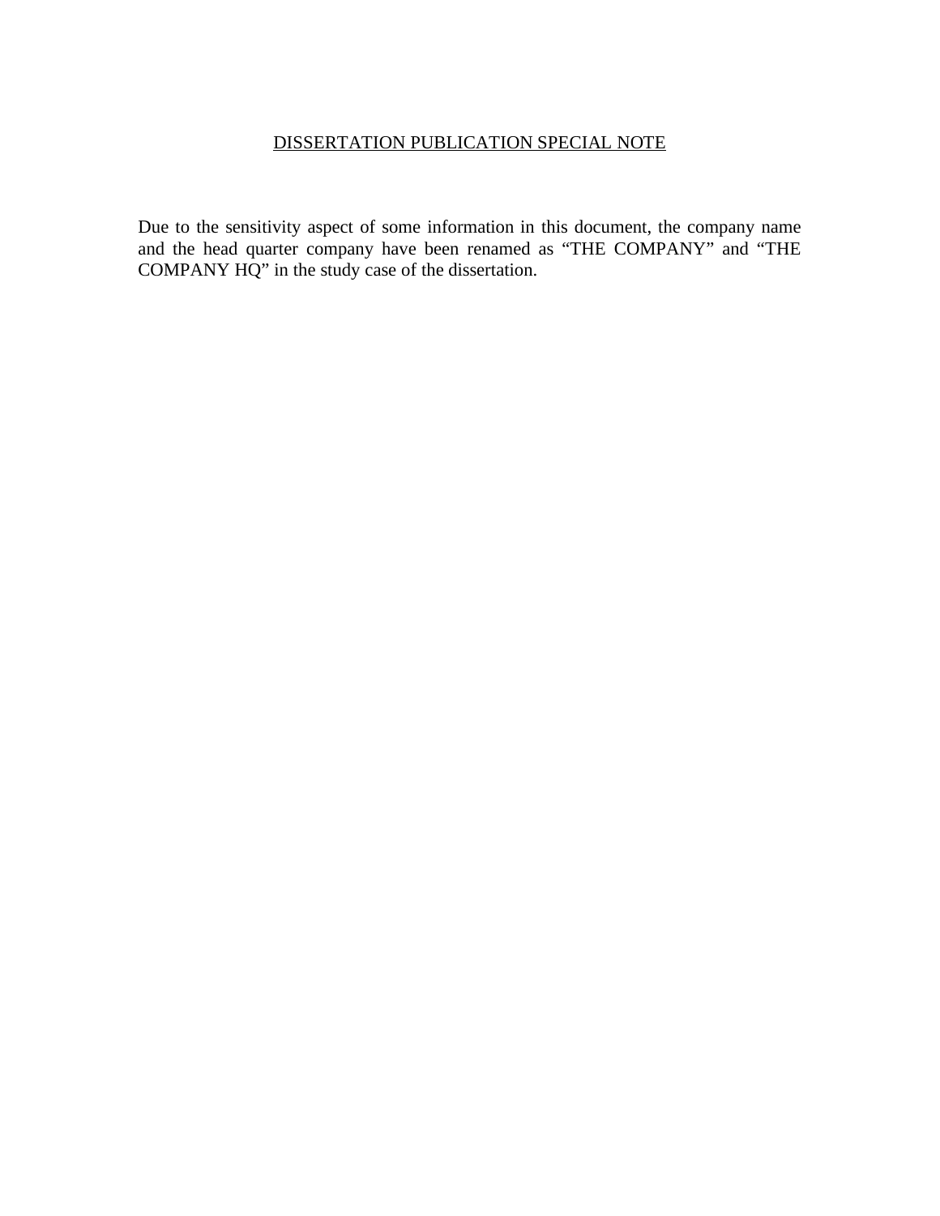# DISSERTATION PUBLICATION SPECIAL NOTE

Due to the sensitivity aspect of some information in this document, the company name and the head quarter company have been renamed as "THE COMPANY" and "THE COMPANY HQ" in the study case of the dissertation.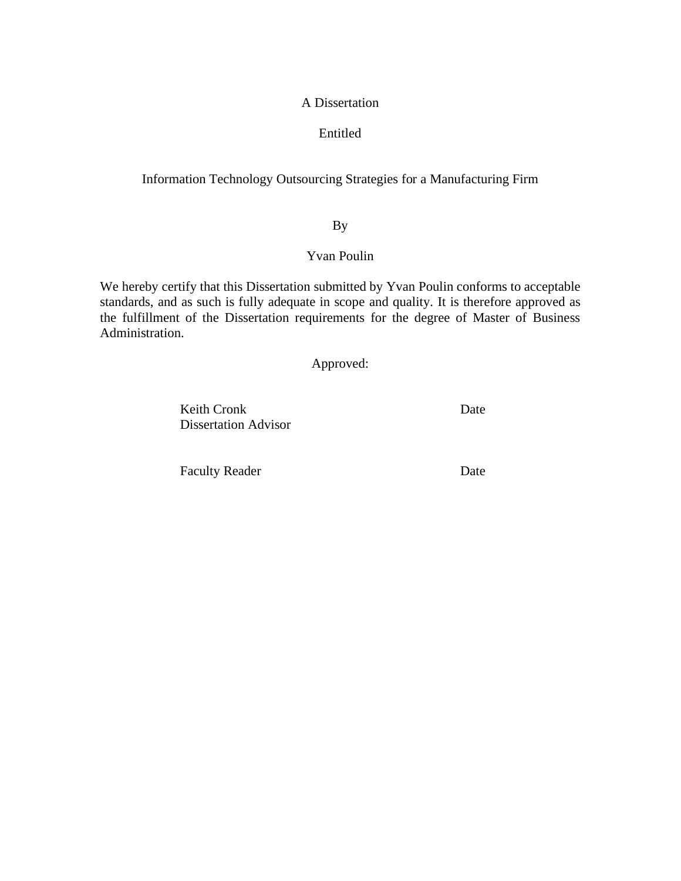A Dissertation

Entitled

Information Technology Outsourcing Strategies for a Manufacturing Firm

By

Yvan Poulin

We hereby certify that this Dissertation submitted by Yvan Poulin conforms to acceptable standards, and as such is fully adequate in scope and quality. It is therefore approved as the fulfillment of the Dissertation requirements for the degree of Master of Business Administration.

Approved:

Keith Cronk
Dissertation Advisor
Date

Faculty Reader
Date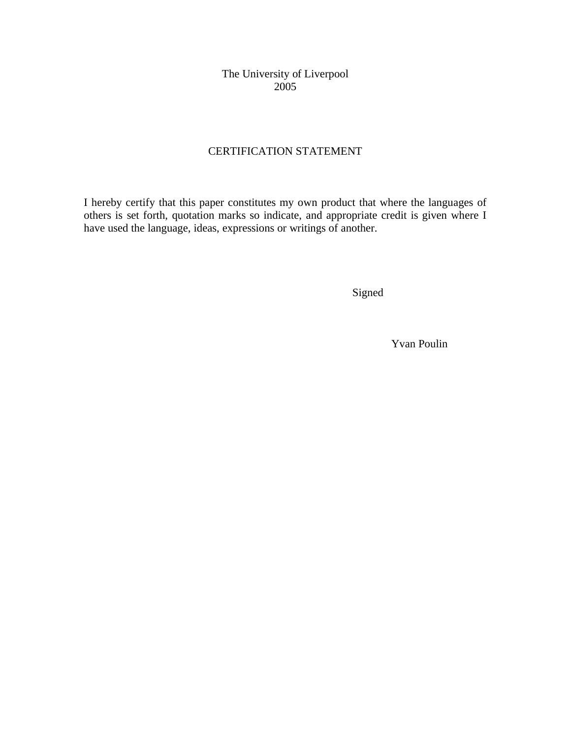The University of Liverpool
2005

## CERTIFICATION STATEMENT

I hereby certify that this paper constitutes my own product that where the languages of others is set forth, quotation marks so indicate, and appropriate credit is given where I have used the language, ideas, expressions or writings of another.

Signed

Yvan Poulin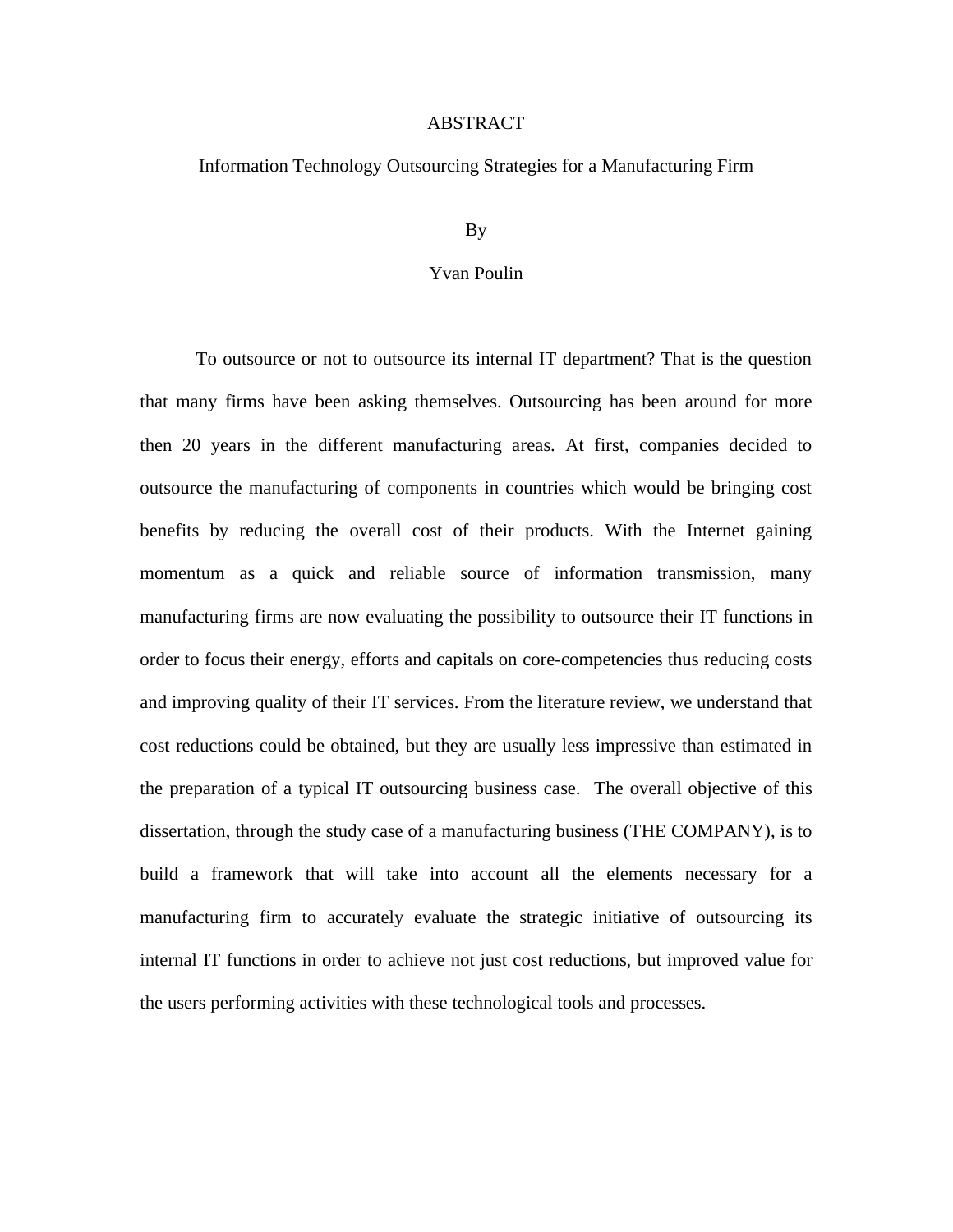# ABSTRACT

## Information Technology Outsourcing Strategies for a Manufacturing Firm

By

Yvan Poulin

To outsource or not to outsource its internal IT department? That is the question that many firms have been asking themselves. Outsourcing has been around for more then 20 years in the different manufacturing areas. At first, companies decided to outsource the manufacturing of components in countries which would be bringing cost benefits by reducing the overall cost of their products. With the Internet gaining momentum as a quick and reliable source of information transmission, many manufacturing firms are now evaluating the possibility to outsource their IT functions in order to focus their energy, efforts and capitals on core-competencies thus reducing costs and improving quality of their IT services. From the literature review, we understand that cost reductions could be obtained, but they are usually less impressive than estimated in the preparation of a typical IT outsourcing business case. The overall objective of this dissertation, through the study case of a manufacturing business (THE COMPANY), is to build a framework that will take into account all the elements necessary for a manufacturing firm to accurately evaluate the strategic initiative of outsourcing its internal IT functions in order to achieve not just cost reductions, but improved value for the users performing activities with these technological tools and processes.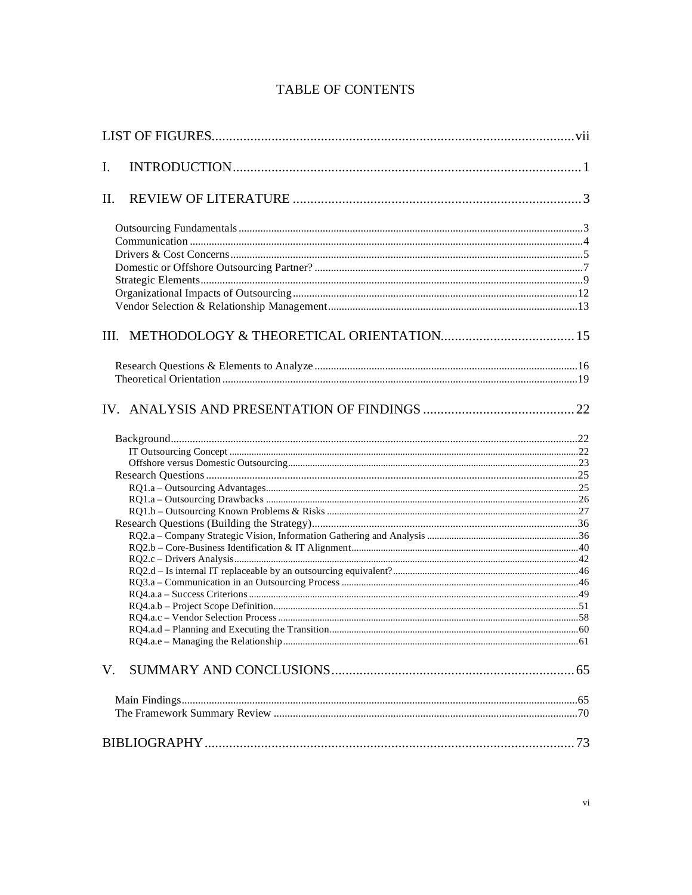# TABLE OF CONTENTS

LIST OF FIGURES ..... vii

I. INTRODUCTION ..... 1

II. REVIEW OF LITERATURE ..... 3

- Outsourcing Fundamentals ..... 3
- Communication ..... 4
- Drivers & Cost Concerns ..... 5
- Domestic or Offshore Outsourcing Partner? ..... 7
- Strategic Elements ..... 9
- Organizational Impacts of Outsourcing ..... 12
- Vendor Selection & Relationship Management ..... 13

III. METHODOLOGY & THEORETICAL ORIENTATION ..... 15

- Research Questions & Elements to Analyze ..... 16
- Theoretical Orientation ..... 19

IV. ANALYSIS AND PRESENTATION OF FINDINGS ..... 22

- Background ..... 22
  - IT Outsourcing Concept ..... 22
  - Offshore versus Domestic Outsourcing ..... 23
- Research Questions ..... 25
  - RQ1.a – Outsourcing Advantages ..... 25
  - RQ1.a – Outsourcing Drawbacks ..... 26
  - RQ1.b – Outsourcing Known Problems & Risks ..... 27
- Research Questions (Building the Strategy) ..... 36
  - RQ2.a – Company Strategic Vision, Information Gathering and Analysis ..... 36
  - RQ2.b – Core-Business Identification & IT Alignment ..... 40
  - RQ2.c – Drivers Analysis ..... 42
  - RQ2.d – Is internal IT replaceable by an outsourcing equivalent? ..... 46
  - RQ3.a – Communication in an Outsourcing Process ..... 46
  - RQ4.a.a – Success Criterions ..... 49
  - RQ4.a.b – Project Scope Definition ..... 51
  - RQ4.a.c – Vendor Selection Process ..... 58
  - RQ4.a.d – Planning and Executing the Transition ..... 60
  - RQ4.a.e – Managing the Relationship ..... 61

V. SUMMARY AND CONCLUSIONS ..... 65

- Main Findings ..... 65
- The Framework Summary Review ..... 70

BIBLIOGRAPHY ..... 73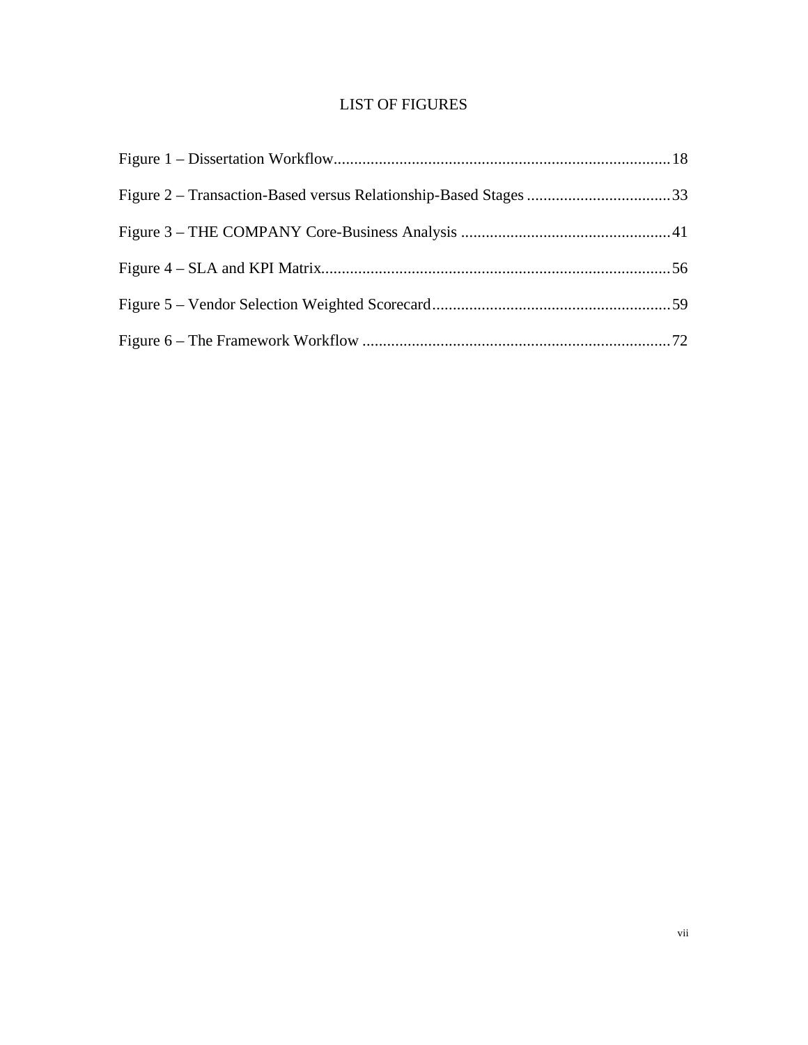# LIST OF FIGURES

Figure 1 – Dissertation Workflow .......... 18

Figure 2 – Transaction-Based versus Relationship-Based Stages .......... 33

Figure 3 – THE COMPANY Core-Business Analysis .......... 41

Figure 4 – SLA and KPI Matrix .......... 56

Figure 5 – Vendor Selection Weighted Scorecard .......... 59

Figure 6 – The Framework Workflow .......... 72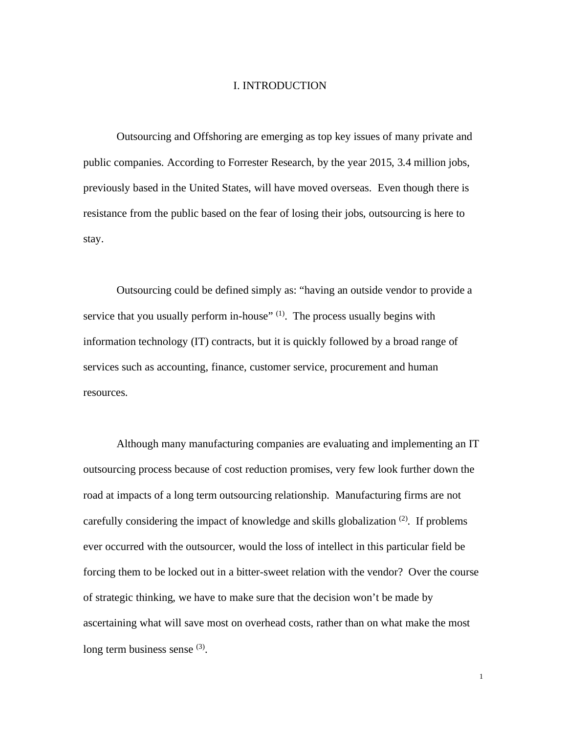# I. INTRODUCTION

Outsourcing and Offshoring are emerging as top key issues of many private and public companies. According to Forrester Research, by the year 2015, 3.4 million jobs, previously based in the United States, will have moved overseas. Even though there is resistance from the public based on the fear of losing their jobs, outsourcing is here to stay.

Outsourcing could be defined simply as: "having an outside vendor to provide a service that you usually perform in-house" (1). The process usually begins with information technology (IT) contracts, but it is quickly followed by a broad range of services such as accounting, finance, customer service, procurement and human resources.

Although many manufacturing companies are evaluating and implementing an IT outsourcing process because of cost reduction promises, very few look further down the road at impacts of a long term outsourcing relationship. Manufacturing firms are not carefully considering the impact of knowledge and skills globalization (2). If problems ever occurred with the outsourcer, would the loss of intellect in this particular field be forcing them to be locked out in a bitter-sweet relation with the vendor? Over the course of strategic thinking, we have to make sure that the decision won't be made by ascertaining what will save most on overhead costs, rather than on what make the most long term business sense (3).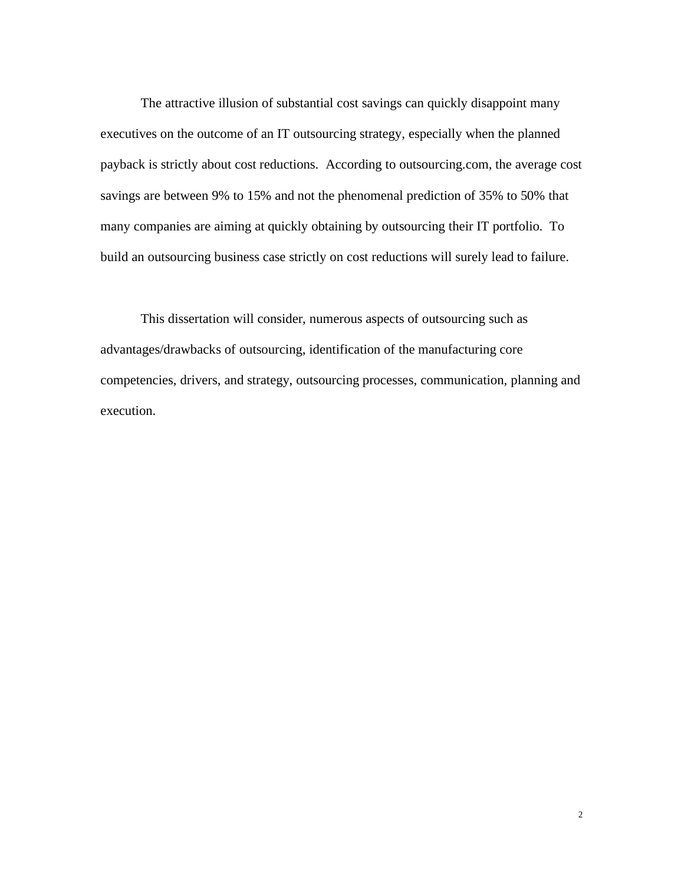The attractive illusion of substantial cost savings can quickly disappoint many executives on the outcome of an IT outsourcing strategy, especially when the planned payback is strictly about cost reductions. According to outsourcing.com, the average cost savings are between 9% to 15% and not the phenomenal prediction of 35% to 50% that many companies are aiming at quickly obtaining by outsourcing their IT portfolio. To build an outsourcing business case strictly on cost reductions will surely lead to failure.

This dissertation will consider, numerous aspects of outsourcing such as advantages/drawbacks of outsourcing, identification of the manufacturing core competencies, drivers, and strategy, outsourcing processes, communication, planning and execution.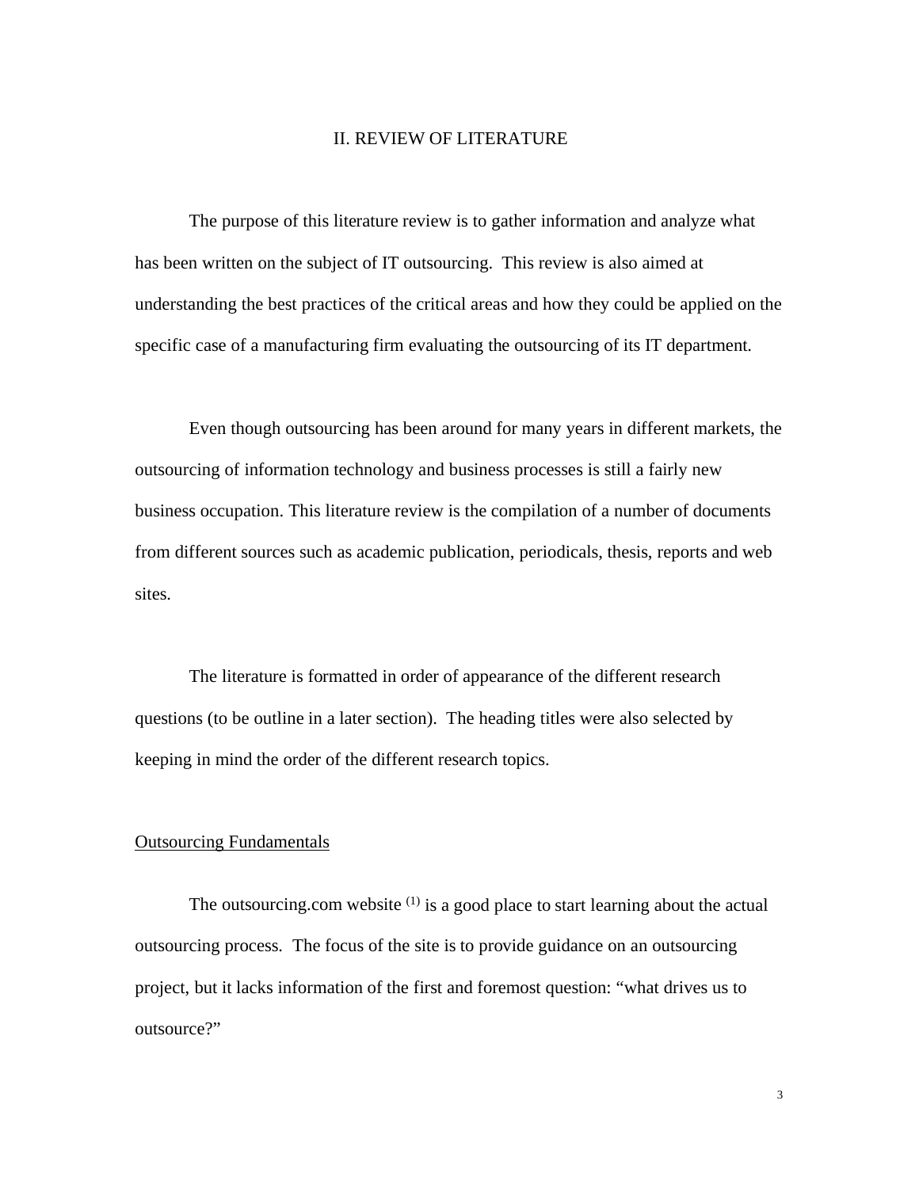## II. REVIEW OF LITERATURE

The purpose of this literature review is to gather information and analyze what has been written on the subject of IT outsourcing. This review is also aimed at understanding the best practices of the critical areas and how they could be applied on the specific case of a manufacturing firm evaluating the outsourcing of its IT department.

Even though outsourcing has been around for many years in different markets, the outsourcing of information technology and business processes is still a fairly new business occupation. This literature review is the compilation of a number of documents from different sources such as academic publication, periodicals, thesis, reports and web sites.

The literature is formatted in order of appearance of the different research questions (to be outline in a later section). The heading titles were also selected by keeping in mind the order of the different research topics.

### Outsourcing Fundamentals

The outsourcing.com website [(1)] is a good place to start learning about the actual outsourcing process. The focus of the site is to provide guidance on an outsourcing project, but it lacks information of the first and foremost question: "what drives us to outsource?"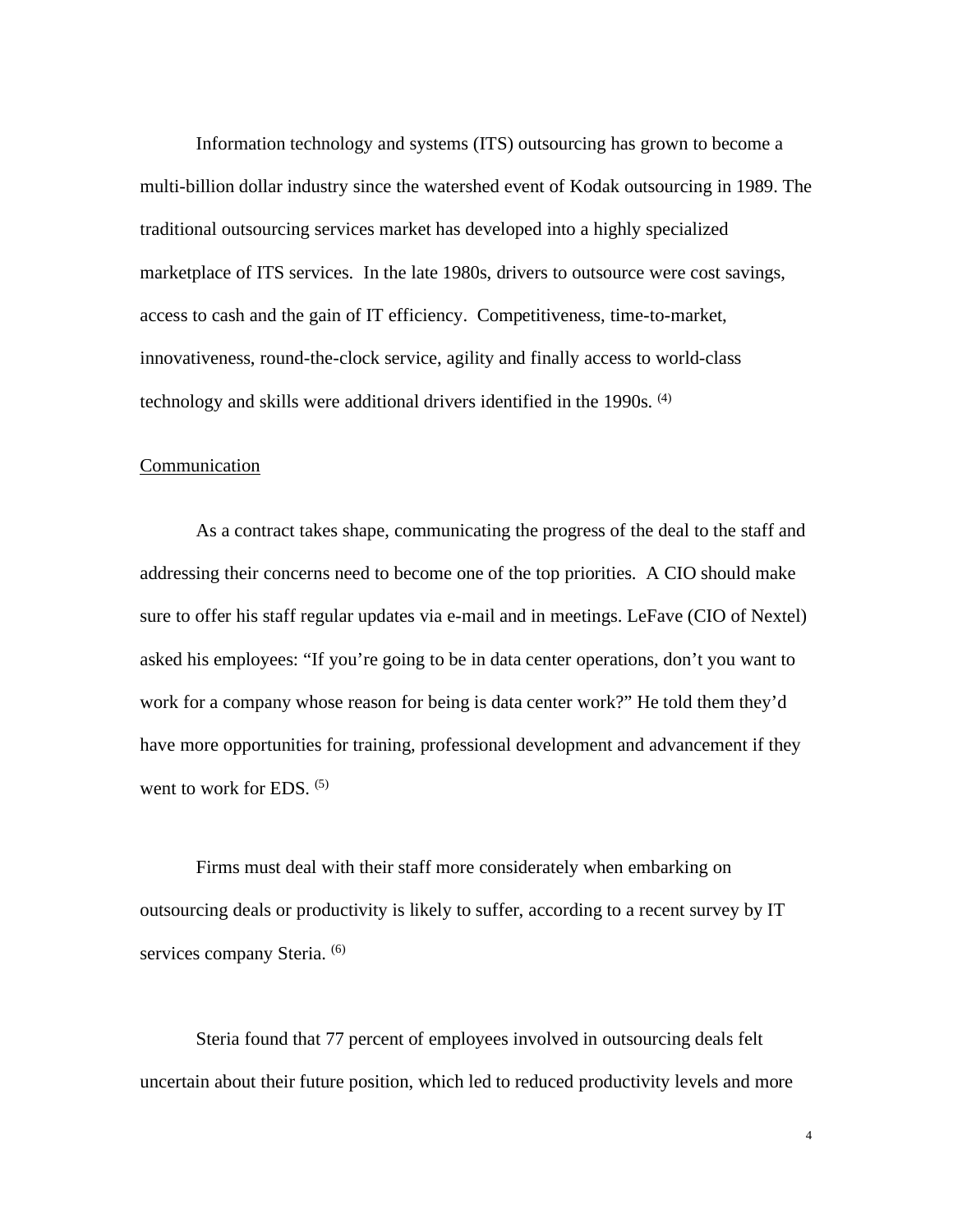Information technology and systems (ITS) outsourcing has grown to become a multi-billion dollar industry since the watershed event of Kodak outsourcing in 1989. The traditional outsourcing services market has developed into a highly specialized marketplace of ITS services. In the late 1980s, drivers to outsource were cost savings, access to cash and the gain of IT efficiency. Competitiveness, time-to-market, innovativeness, round-the-clock service, agility and finally access to world-class technology and skills were additional drivers identified in the 1990s. [(4)]

## Communication

As a contract takes shape, communicating the progress of the deal to the staff and addressing their concerns need to become one of the top priorities. A CIO should make sure to offer his staff regular updates via e-mail and in meetings. LeFave (CIO of Nextel) asked his employees: "If you're going to be in data center operations, don't you want to work for a company whose reason for being is data center work?" He told them they'd have more opportunities for training, professional development and advancement if they went to work for EDS. [(5)]

Firms must deal with their staff more considerately when embarking on outsourcing deals or productivity is likely to suffer, according to a recent survey by IT services company Steria. [(6)]

Steria found that 77 percent of employees involved in outsourcing deals felt uncertain about their future position, which led to reduced productivity levels and more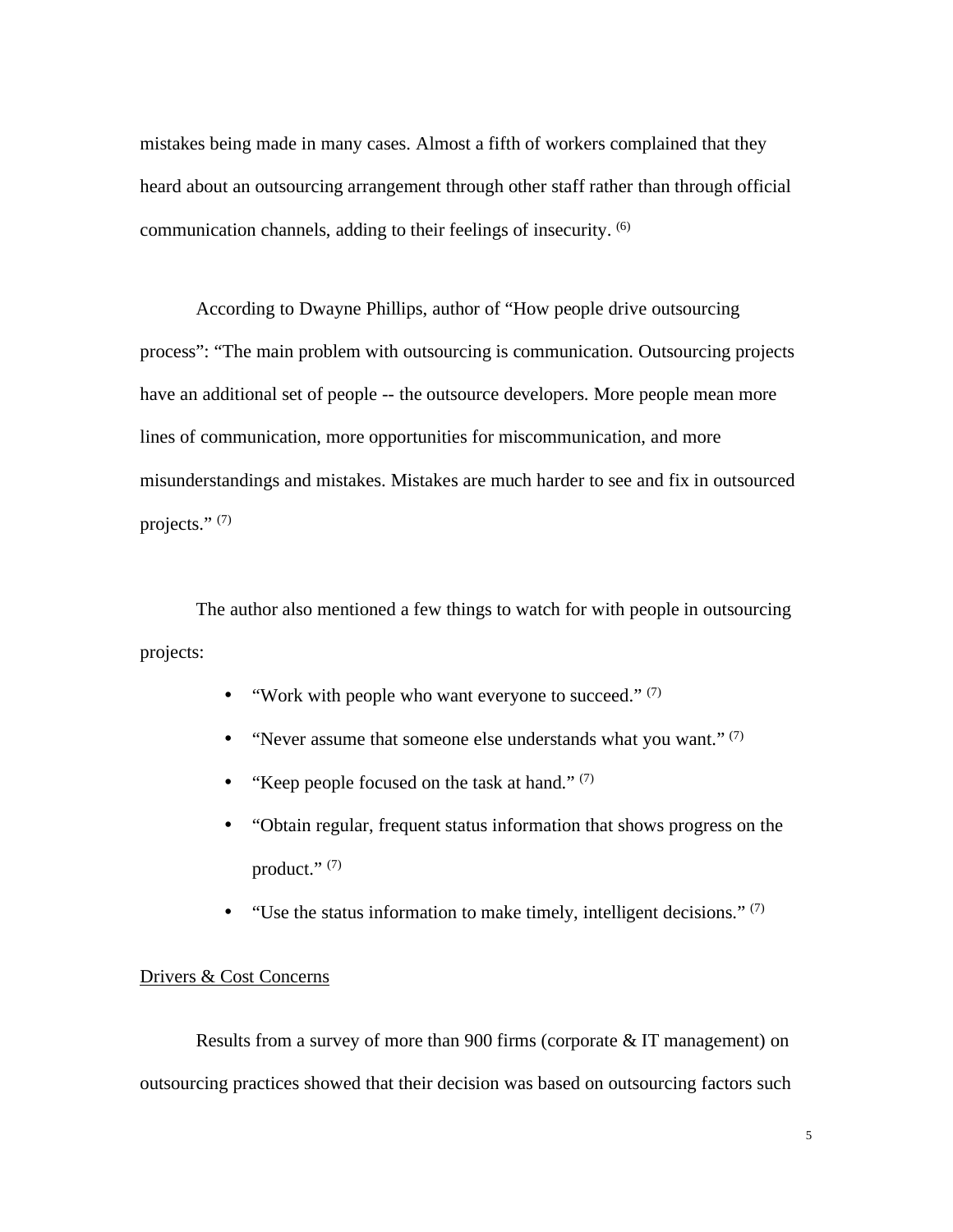mistakes being made in many cases. Almost a fifth of workers complained that they heard about an outsourcing arrangement through other staff rather than through official communication channels, adding to their feelings of insecurity. [6]

According to Dwayne Phillips, author of "How people drive outsourcing process": "The main problem with outsourcing is communication. Outsourcing projects have an additional set of people -- the outsource developers. More people mean more lines of communication, more opportunities for miscommunication, and more misunderstandings and mistakes. Mistakes are much harder to see and fix in outsourced projects." [7]

The author also mentioned a few things to watch for with people in outsourcing projects:

- "Work with people who want everyone to succeed." [7]
- "Never assume that someone else understands what you want." [7]
- "Keep people focused on the task at hand." [7]
- "Obtain regular, frequent status information that shows progress on the product." [7]
- "Use the status information to make timely, intelligent decisions." [7]

<u>Drivers & Cost Concerns</u>

Results from a survey of more than 900 firms (corporate & IT management) on outsourcing practices showed that their decision was based on outsourcing factors such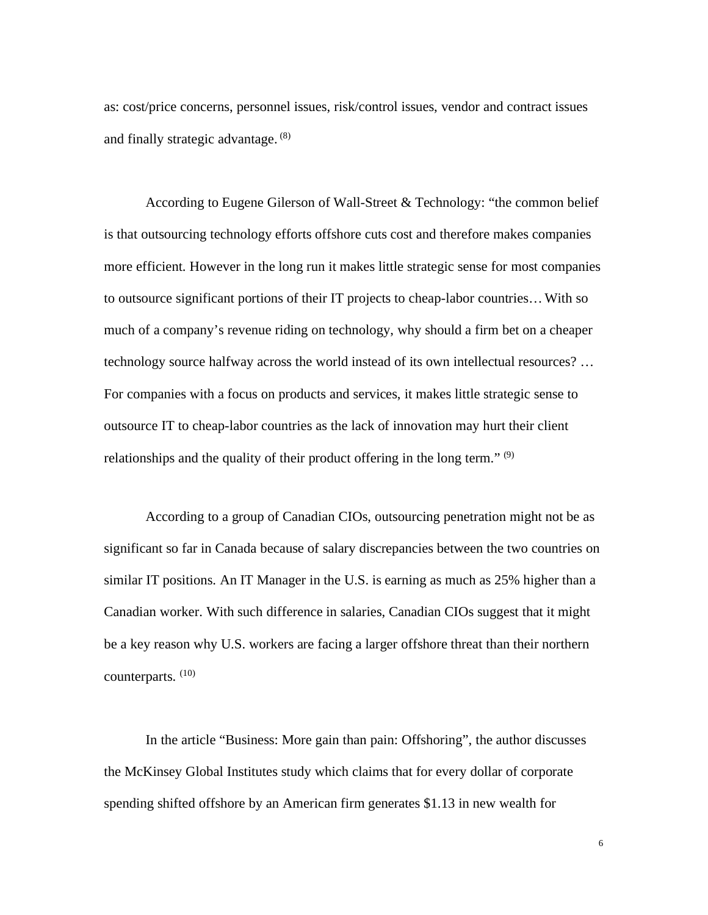as: cost/price concerns, personnel issues, risk/control issues, vendor and contract issues and finally strategic advantage. [8]

According to Eugene Gilerson of Wall-Street & Technology: "the common belief is that outsourcing technology efforts offshore cuts cost and therefore makes companies more efficient. However in the long run it makes little strategic sense for most companies to outsource significant portions of their IT projects to cheap-labor countries… With so much of a company's revenue riding on technology, why should a firm bet on a cheaper technology source halfway across the world instead of its own intellectual resources? … For companies with a focus on products and services, it makes little strategic sense to outsource IT to cheap-labor countries as the lack of innovation may hurt their client relationships and the quality of their product offering in the long term." [9]

According to a group of Canadian CIOs, outsourcing penetration might not be as significant so far in Canada because of salary discrepancies between the two countries on similar IT positions. An IT Manager in the U.S. is earning as much as 25% higher than a Canadian worker. With such difference in salaries, Canadian CIOs suggest that it might be a key reason why U.S. workers are facing a larger offshore threat than their northern counterparts. [10]

In the article "Business: More gain than pain: Offshoring", the author discusses the McKinsey Global Institutes study which claims that for every dollar of corporate spending shifted offshore by an American firm generates $1.13 in new wealth for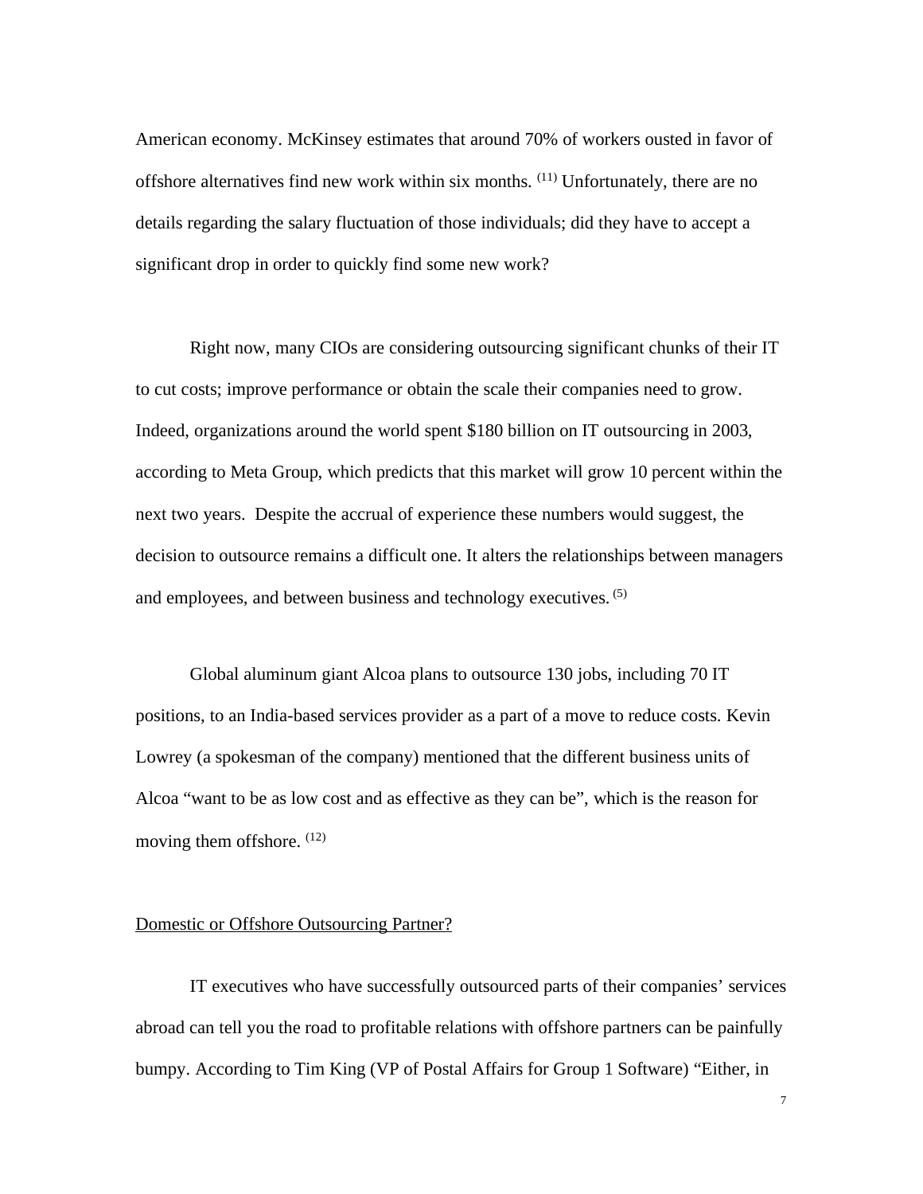American economy. McKinsey estimates that around 70% of workers ousted in favor of offshore alternatives find new work within six months. [11] Unfortunately, there are no details regarding the salary fluctuation of those individuals; did they have to accept a significant drop in order to quickly find some new work?

Right now, many CIOs are considering outsourcing significant chunks of their IT to cut costs; improve performance or obtain the scale their companies need to grow. Indeed, organizations around the world spent $180 billion on IT outsourcing in 2003, according to Meta Group, which predicts that this market will grow 10 percent within the next two years. Despite the accrual of experience these numbers would suggest, the decision to outsource remains a difficult one. It alters the relationships between managers and employees, and between business and technology executives. [5]

Global aluminum giant Alcoa plans to outsource 130 jobs, including 70 IT positions, to an India-based services provider as a part of a move to reduce costs. Kevin Lowrey (a spokesman of the company) mentioned that the different business units of Alcoa "want to be as low cost and as effective as they can be", which is the reason for moving them offshore. [12]

## Domestic or Offshore Outsourcing Partner?

IT executives who have successfully outsourced parts of their companies' services abroad can tell you the road to profitable relations with offshore partners can be painfully bumpy. According to Tim King (VP of Postal Affairs for Group 1 Software) "Either, in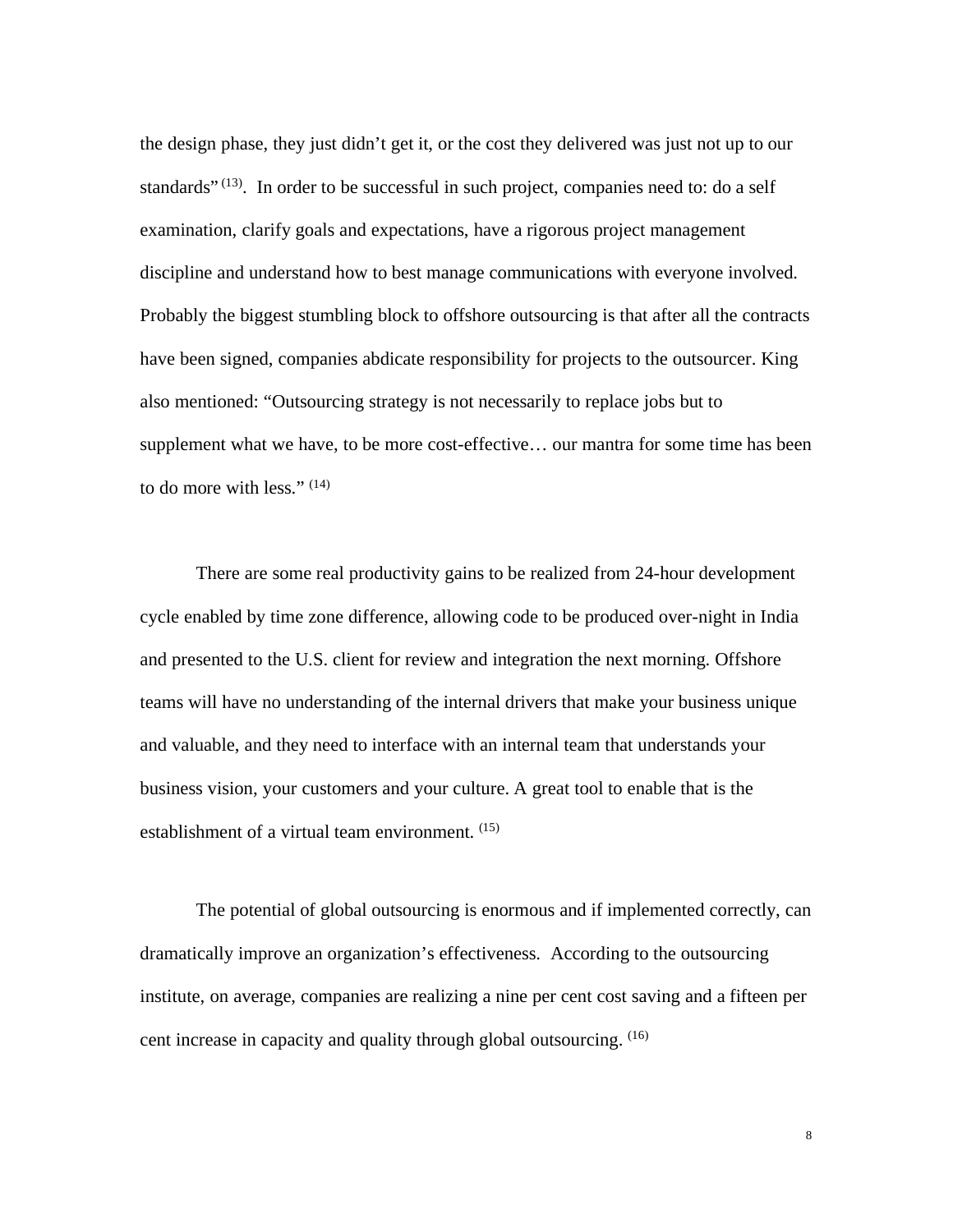the design phase, they just didn't get it, or the cost they delivered was just not up to our standards" [13]. In order to be successful in such project, companies need to: do a self examination, clarify goals and expectations, have a rigorous project management discipline and understand how to best manage communications with everyone involved. Probably the biggest stumbling block to offshore outsourcing is that after all the contracts have been signed, companies abdicate responsibility for projects to the outsourcer. King also mentioned: "Outsourcing strategy is not necessarily to replace jobs but to supplement what we have, to be more cost-effective… our mantra for some time has been to do more with less." [14]

There are some real productivity gains to be realized from 24-hour development cycle enabled by time zone difference, allowing code to be produced over-night in India and presented to the U.S. client for review and integration the next morning. Offshore teams will have no understanding of the internal drivers that make your business unique and valuable, and they need to interface with an internal team that understands your business vision, your customers and your culture. A great tool to enable that is the establishment of a virtual team environment. [15]

The potential of global outsourcing is enormous and if implemented correctly, can dramatically improve an organization's effectiveness. According to the outsourcing institute, on average, companies are realizing a nine per cent cost saving and a fifteen per cent increase in capacity and quality through global outsourcing. [16]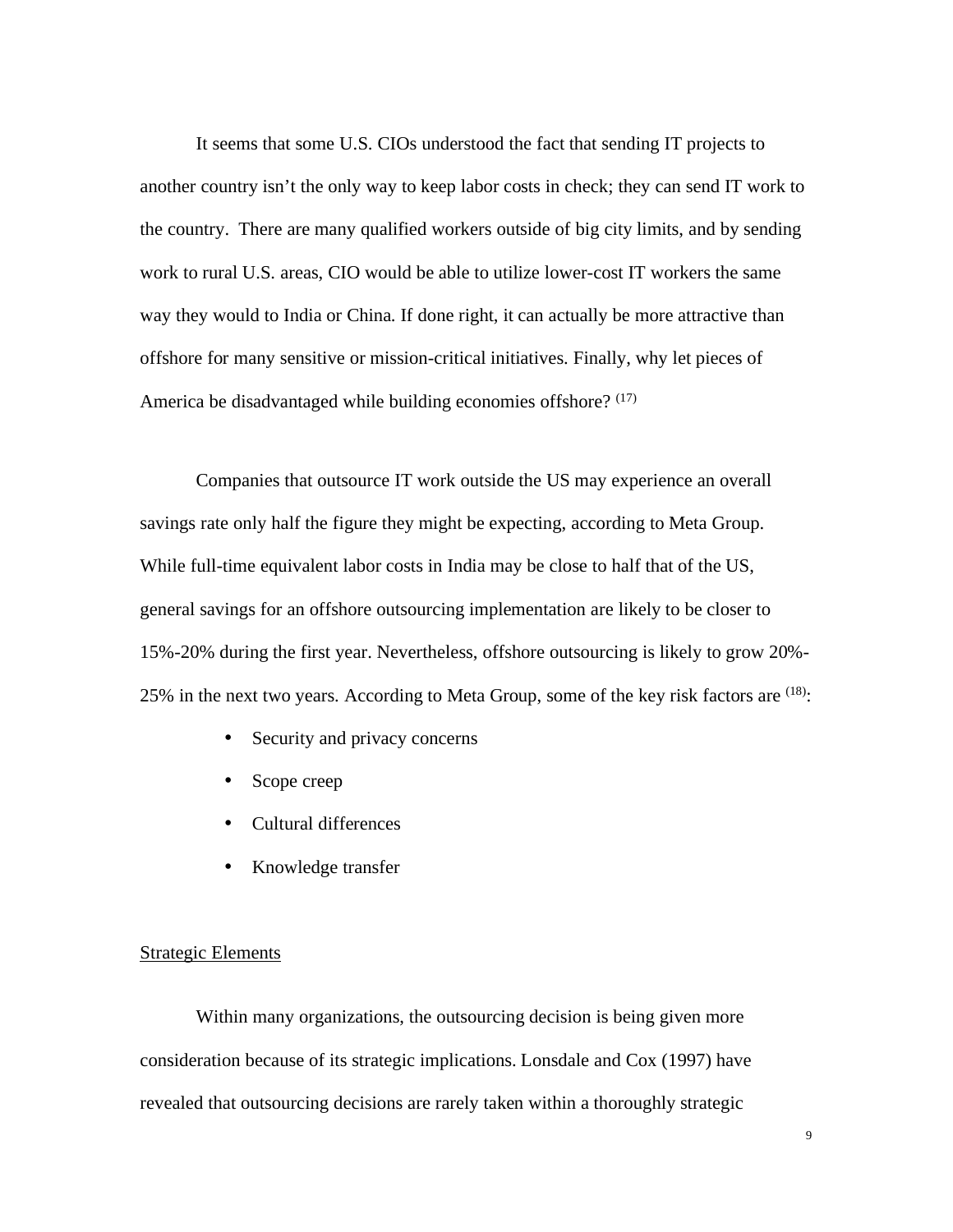It seems that some U.S. CIOs understood the fact that sending IT projects to another country isn't the only way to keep labor costs in check; they can send IT work to the country. There are many qualified workers outside of big city limits, and by sending work to rural U.S. areas, CIO would be able to utilize lower-cost IT workers the same way they would to India or China. If done right, it can actually be more attractive than offshore for many sensitive or mission-critical initiatives. Finally, why let pieces of America be disadvantaged while building economies offshore? [(17)]

Companies that outsource IT work outside the US may experience an overall savings rate only half the figure they might be expecting, according to Meta Group. While full-time equivalent labor costs in India may be close to half that of the US, general savings for an offshore outsourcing implementation are likely to be closer to 15%-20% during the first year. Nevertheless, offshore outsourcing is likely to grow 20%-25% in the next two years. According to Meta Group, some of the key risk factors are [(18)]:

- Security and privacy concerns
- Scope creep
- Cultural differences
- Knowledge transfer

<u>Strategic Elements</u>

Within many organizations, the outsourcing decision is being given more consideration because of its strategic implications. Lonsdale and Cox (1997) have revealed that outsourcing decisions are rarely taken within a thoroughly strategic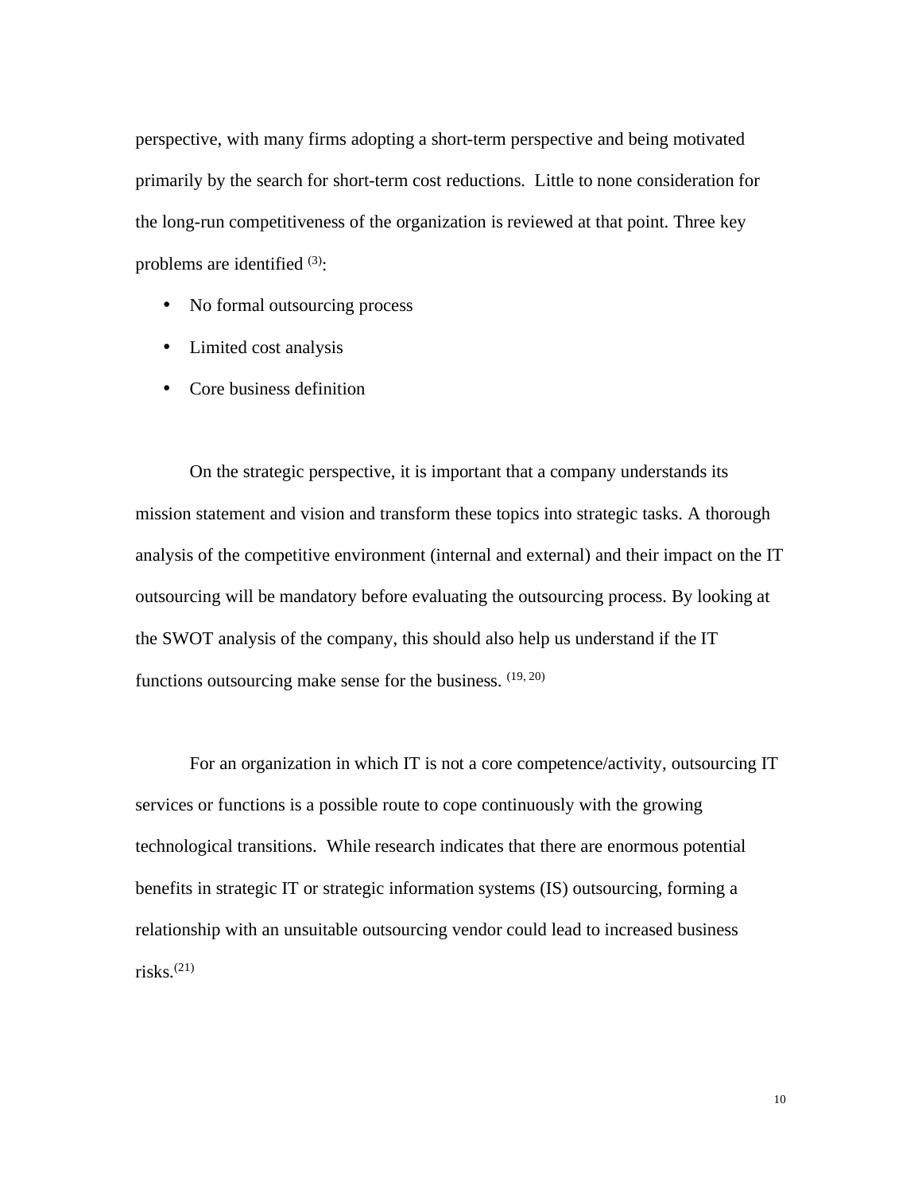perspective, with many firms adopting a short-term perspective and being motivated primarily by the search for short-term cost reductions. Little to none consideration for the long-run competitiveness of the organization is reviewed at that point. Three key problems are identified [3]:

- No formal outsourcing process
- Limited cost analysis
- Core business definition

On the strategic perspective, it is important that a company understands its mission statement and vision and transform these topics into strategic tasks. A thorough analysis of the competitive environment (internal and external) and their impact on the IT outsourcing will be mandatory before evaluating the outsourcing process. By looking at the SWOT analysis of the company, this should also help us understand if the IT functions outsourcing make sense for the business. [19, 20]

For an organization in which IT is not a core competence/activity, outsourcing IT services or functions is a possible route to cope continuously with the growing technological transitions. While research indicates that there are enormous potential benefits in strategic IT or strategic information systems (IS) outsourcing, forming a relationship with an unsuitable outsourcing vendor could lead to increased business risks.[21]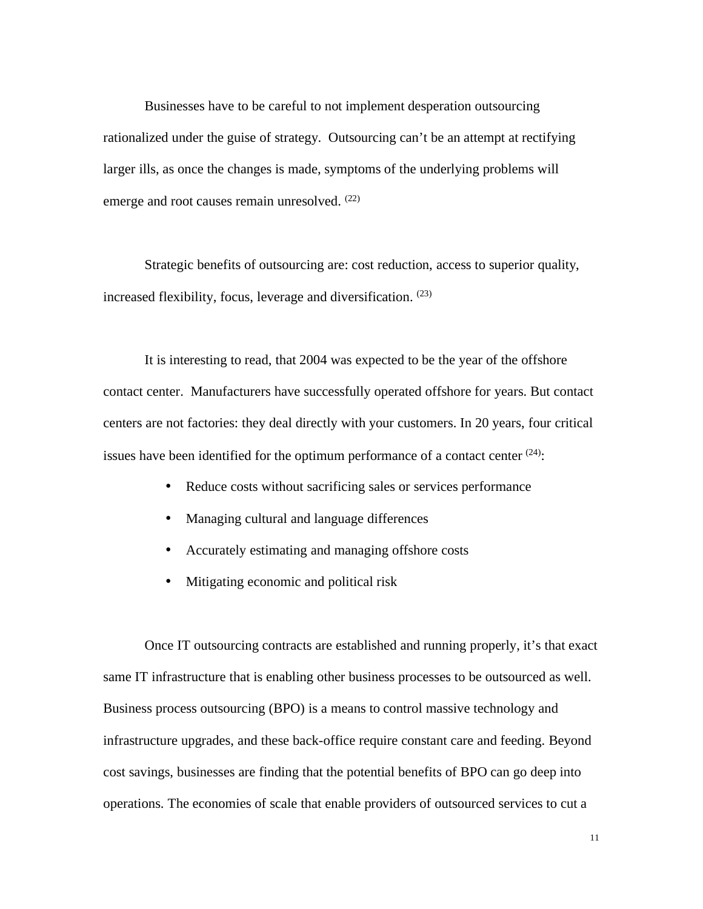Businesses have to be careful to not implement desperation outsourcing rationalized under the guise of strategy. Outsourcing can't be an attempt at rectifying larger ills, as once the changes is made, symptoms of the underlying problems will emerge and root causes remain unresolved. [(22)]

Strategic benefits of outsourcing are: cost reduction, access to superior quality, increased flexibility, focus, leverage and diversification. [(23)]

It is interesting to read, that 2004 was expected to be the year of the offshore contact center. Manufacturers have successfully operated offshore for years. But contact centers are not factories: they deal directly with your customers. In 20 years, four critical issues have been identified for the optimum performance of a contact center [(24)]:

- Reduce costs without sacrificing sales or services performance
- Managing cultural and language differences
- Accurately estimating and managing offshore costs
- Mitigating economic and political risk

Once IT outsourcing contracts are established and running properly, it's that exact same IT infrastructure that is enabling other business processes to be outsourced as well. Business process outsourcing (BPO) is a means to control massive technology and infrastructure upgrades, and these back-office require constant care and feeding. Beyond cost savings, businesses are finding that the potential benefits of BPO can go deep into operations. The economies of scale that enable providers of outsourced services to cut a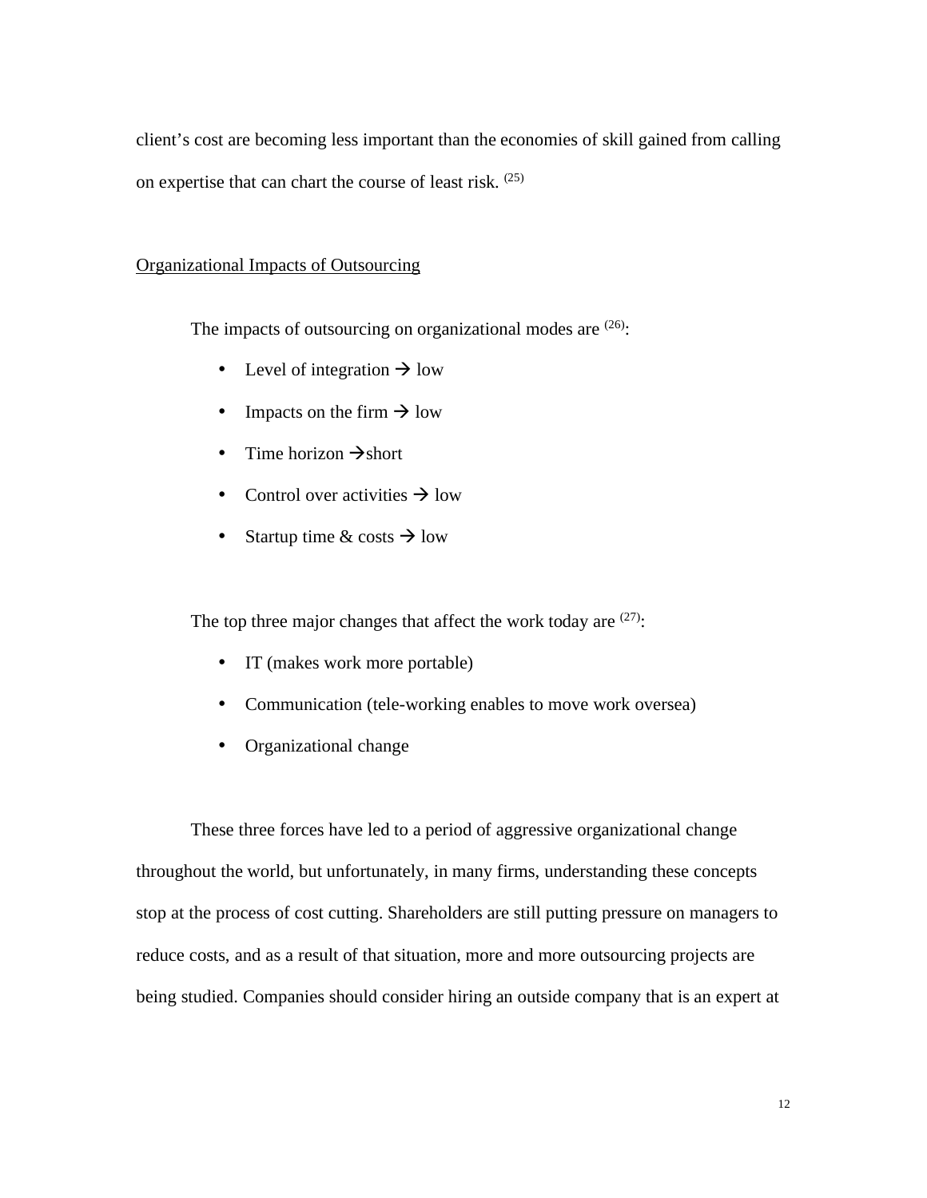client's cost are becoming less important than the economies of skill gained from calling on expertise that can chart the course of least risk. [25]

Organizational Impacts of Outsourcing

The impacts of outsourcing on organizational modes are [26]:

- Level of integration → low
- Impacts on the firm → low
- Time horizon →short
- Control over activities → low
- Startup time & costs → low

The top three major changes that affect the work today are [27]:

- IT (makes work more portable)
- Communication (tele-working enables to move work oversea)
- Organizational change

These three forces have led to a period of aggressive organizational change throughout the world, but unfortunately, in many firms, understanding these concepts stop at the process of cost cutting. Shareholders are still putting pressure on managers to reduce costs, and as a result of that situation, more and more outsourcing projects are being studied. Companies should consider hiring an outside company that is an expert at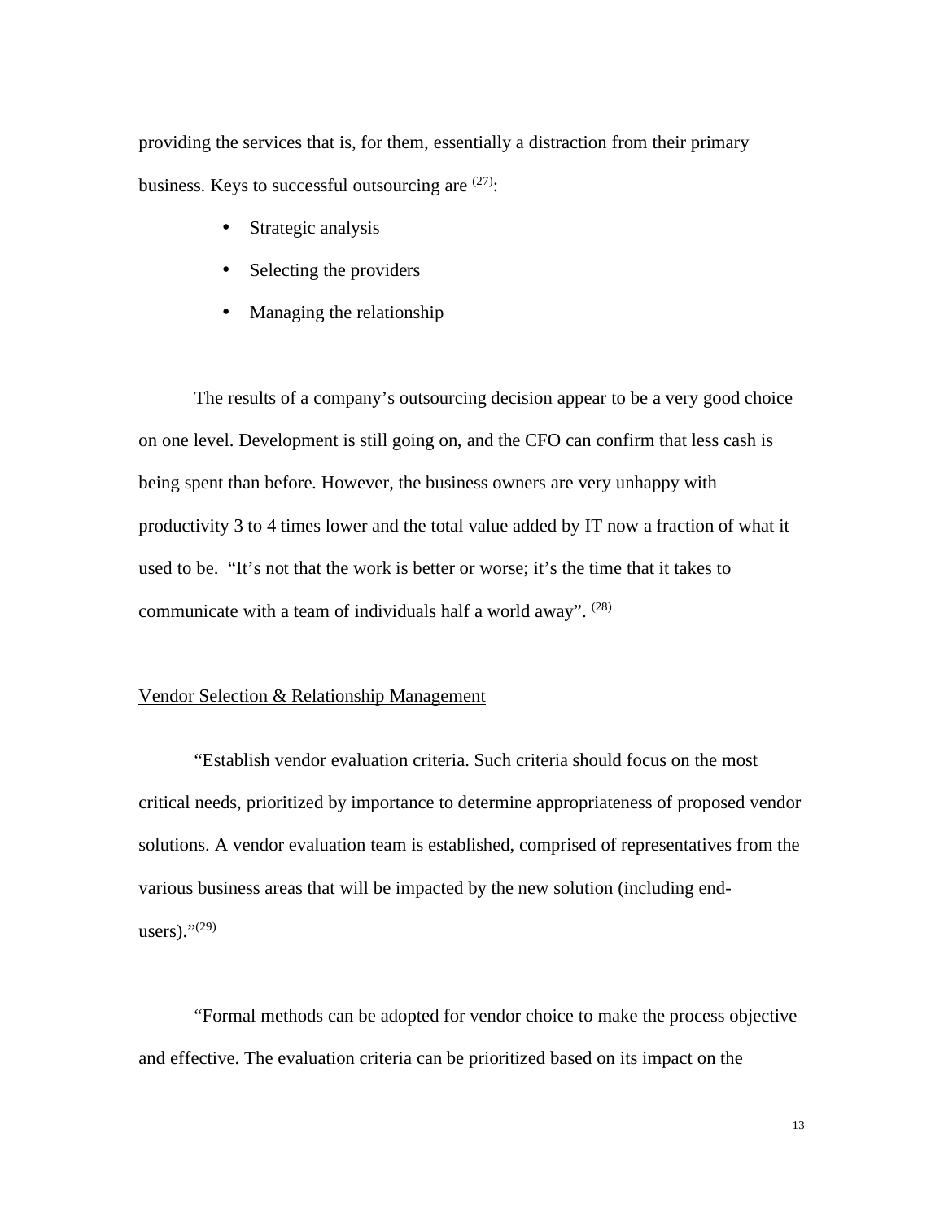providing the services that is, for them, essentially a distraction from their primary business. Keys to successful outsourcing are [27]:

- Strategic analysis
- Selecting the providers
- Managing the relationship

The results of a company's outsourcing decision appear to be a very good choice on one level. Development is still going on, and the CFO can confirm that less cash is being spent than before. However, the business owners are very unhappy with productivity 3 to 4 times lower and the total value added by IT now a fraction of what it used to be. "It's not that the work is better or worse; it's the time that it takes to communicate with a team of individuals half a world away". [28]

<u>Vendor Selection & Relationship Management</u>

"Establish vendor evaluation criteria. Such criteria should focus on the most critical needs, prioritized by importance to determine appropriateness of proposed vendor solutions. A vendor evaluation team is established, comprised of representatives from the various business areas that will be impacted by the new solution (including end-users)."[29]

"Formal methods can be adopted for vendor choice to make the process objective and effective. The evaluation criteria can be prioritized based on its impact on the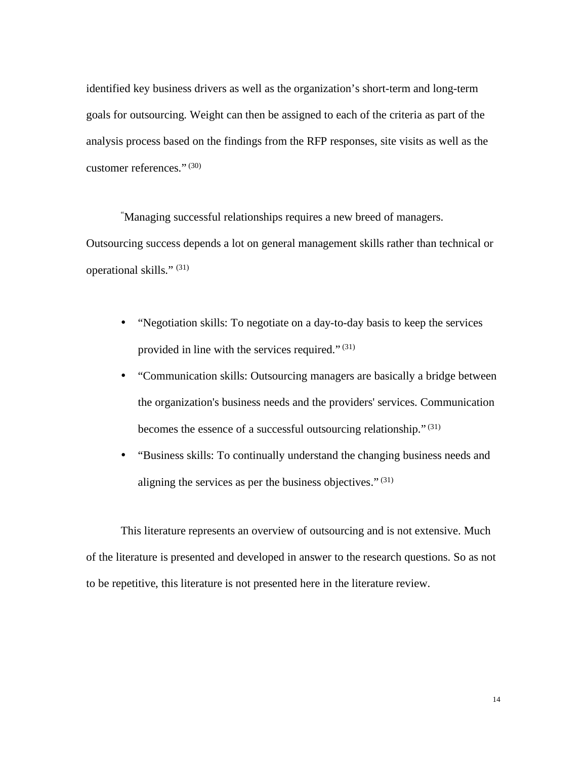identified key business drivers as well as the organization's short-term and long-term goals for outsourcing. Weight can then be assigned to each of the criteria as part of the analysis process based on the findings from the RFP responses, site visits as well as the customer references." [30]

"Managing successful relationships requires a new breed of managers. Outsourcing success depends a lot on general management skills rather than technical or operational skills." [31]

- "Negotiation skills: To negotiate on a day-to-day basis to keep the services provided in line with the services required." [31]
- "Communication skills: Outsourcing managers are basically a bridge between the organization's business needs and the providers' services. Communication becomes the essence of a successful outsourcing relationship." [31]
- "Business skills: To continually understand the changing business needs and aligning the services as per the business objectives." [31]

This literature represents an overview of outsourcing and is not extensive. Much of the literature is presented and developed in answer to the research questions. So as not to be repetitive, this literature is not presented here in the literature review.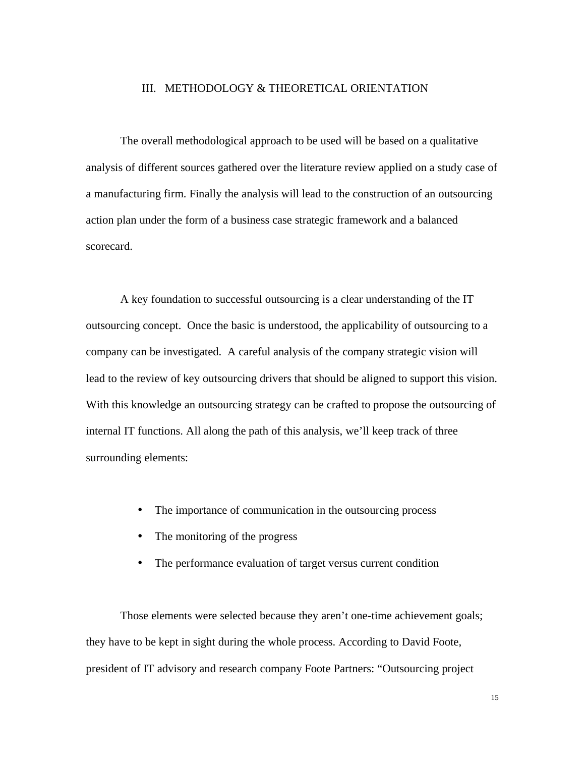## III. METHODOLOGY & THEORETICAL ORIENTATION

The overall methodological approach to be used will be based on a qualitative analysis of different sources gathered over the literature review applied on a study case of a manufacturing firm. Finally the analysis will lead to the construction of an outsourcing action plan under the form of a business case strategic framework and a balanced scorecard.

A key foundation to successful outsourcing is a clear understanding of the IT outsourcing concept. Once the basic is understood, the applicability of outsourcing to a company can be investigated. A careful analysis of the company strategic vision will lead to the review of key outsourcing drivers that should be aligned to support this vision. With this knowledge an outsourcing strategy can be crafted to propose the outsourcing of internal IT functions. All along the path of this analysis, we'll keep track of three surrounding elements:

- The importance of communication in the outsourcing process
- The monitoring of the progress
- The performance evaluation of target versus current condition

Those elements were selected because they aren't one-time achievement goals; they have to be kept in sight during the whole process. According to David Foote, president of IT advisory and research company Foote Partners: "Outsourcing project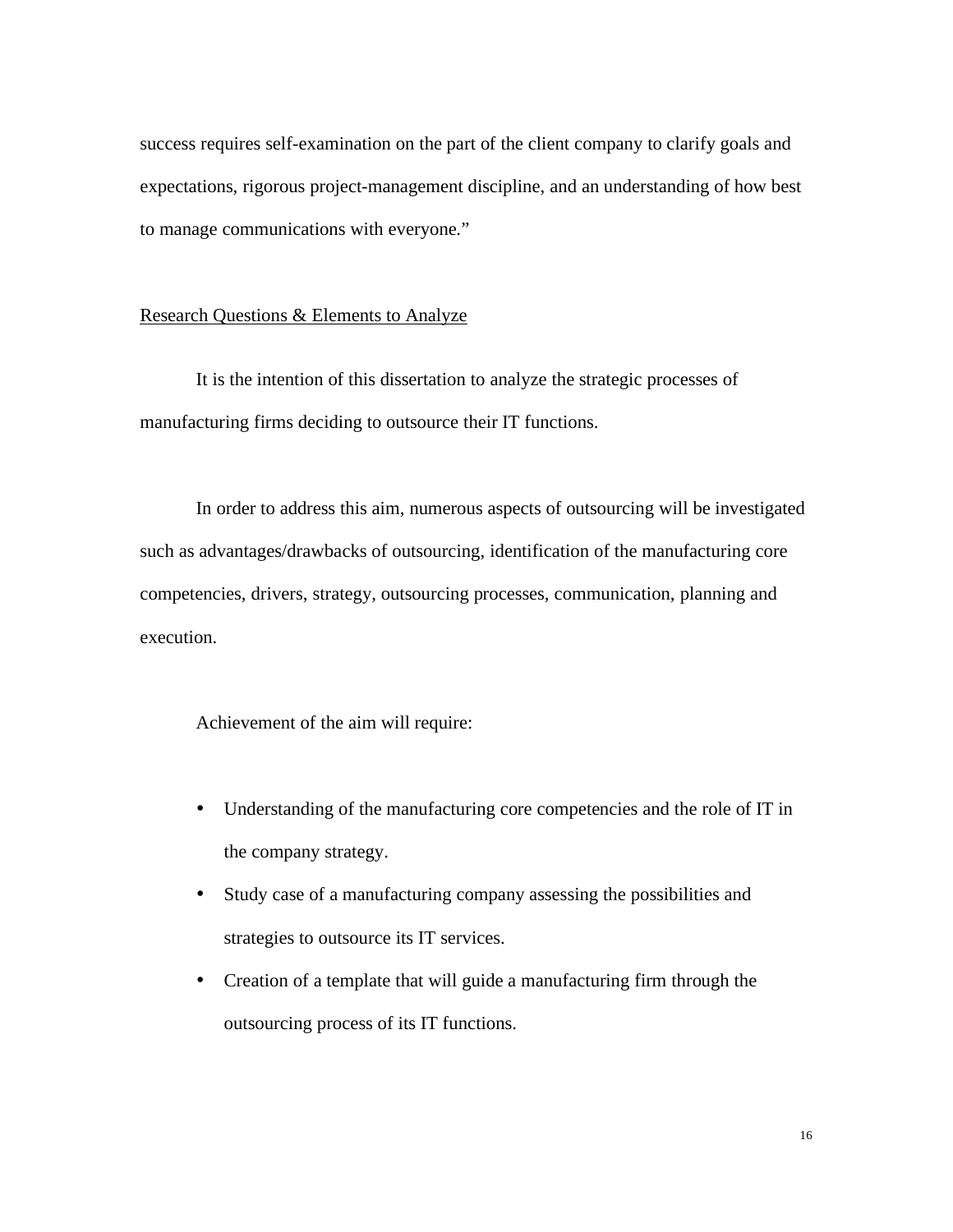success requires self-examination on the part of the client company to clarify goals and expectations, rigorous project-management discipline, and an understanding of how best to manage communications with everyone."

## Research Questions & Elements to Analyze

It is the intention of this dissertation to analyze the strategic processes of manufacturing firms deciding to outsource their IT functions.

In order to address this aim, numerous aspects of outsourcing will be investigated such as advantages/drawbacks of outsourcing, identification of the manufacturing core competencies, drivers, strategy, outsourcing processes, communication, planning and execution.

Achievement of the aim will require:

- Understanding of the manufacturing core competencies and the role of IT in the company strategy.
- Study case of a manufacturing company assessing the possibilities and strategies to outsource its IT services.
- Creation of a template that will guide a manufacturing firm through the outsourcing process of its IT functions.